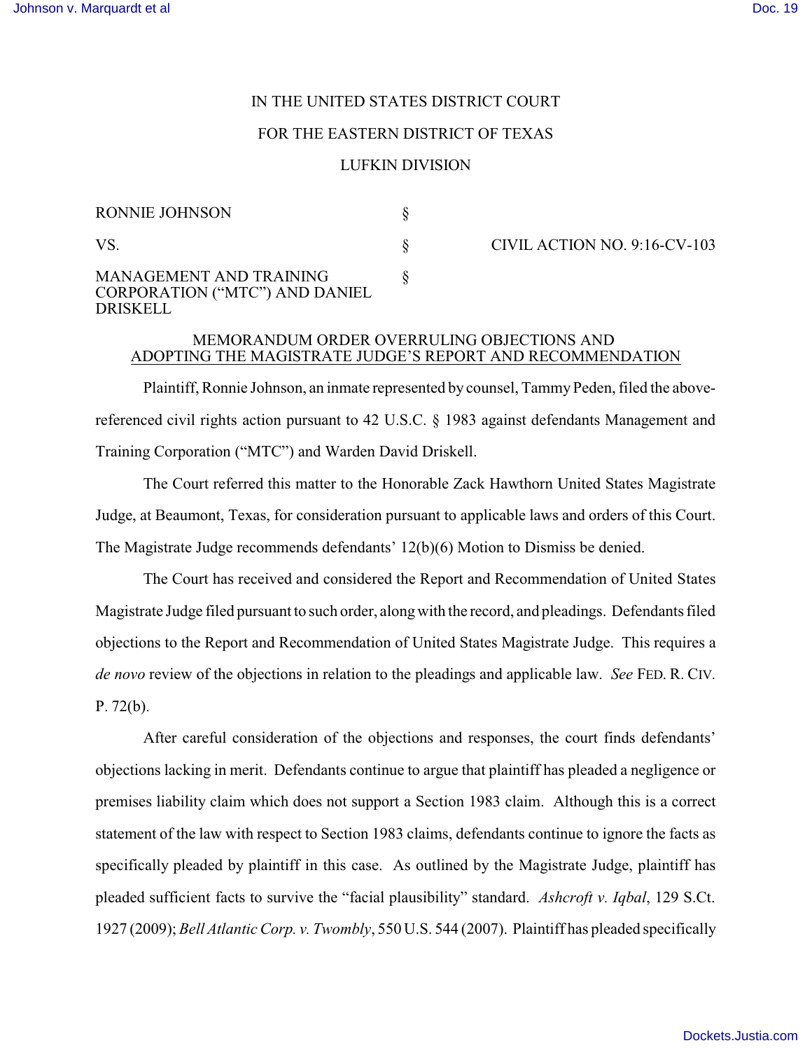IN THE UNITED STATES DISTRICT COURT

FOR THE EASTERN DISTRICT OF TEXAS

LUFKIN DIVISION

| | | |
|---|---|---|
| RONNIE JOHNSON | § | |
| VS. | § | CIVIL ACTION NO. 9:16-CV-103 |
| MANAGEMENT AND TRAINING CORPORATION ("MTC") AND DANIEL DRISKELL | § | |

MEMORANDUM ORDER OVERRULING OBJECTIONS AND ADOPTING THE MAGISTRATE JUDGE'S REPORT AND RECOMMENDATION

Plaintiff, Ronnie Johnson, an inmate represented by counsel, Tammy Peden, filed the above-referenced civil rights action pursuant to 42 U.S.C. § 1983 against defendants Management and Training Corporation ("MTC") and Warden David Driskell.

The Court referred this matter to the Honorable Zack Hawthorn United States Magistrate Judge, at Beaumont, Texas, for consideration pursuant to applicable laws and orders of this Court. The Magistrate Judge recommends defendants' 12(b)(6) Motion to Dismiss be denied.

The Court has received and considered the Report and Recommendation of United States Magistrate Judge filed pursuant to such order, along with the record, and pleadings. Defendants filed objections to the Report and Recommendation of United States Magistrate Judge. This requires a *de novo* review of the objections in relation to the pleadings and applicable law. *See* FED. R. CIV. P. 72(b).

After careful consideration of the objections and responses, the court finds defendants' objections lacking in merit. Defendants continue to argue that plaintiff has pleaded a negligence or premises liability claim which does not support a Section 1983 claim. Although this is a correct statement of the law with respect to Section 1983 claims, defendants continue to ignore the facts as specifically pleaded by plaintiff in this case. As outlined by the Magistrate Judge, plaintiff has pleaded sufficient facts to survive the "facial plausibility" standard. *Ashcroft v. Iqbal*, 129 S.Ct. 1927 (2009); *Bell Atlantic Corp. v. Twombly*, 550 U.S. 544 (2007). Plaintiff has pleaded specifically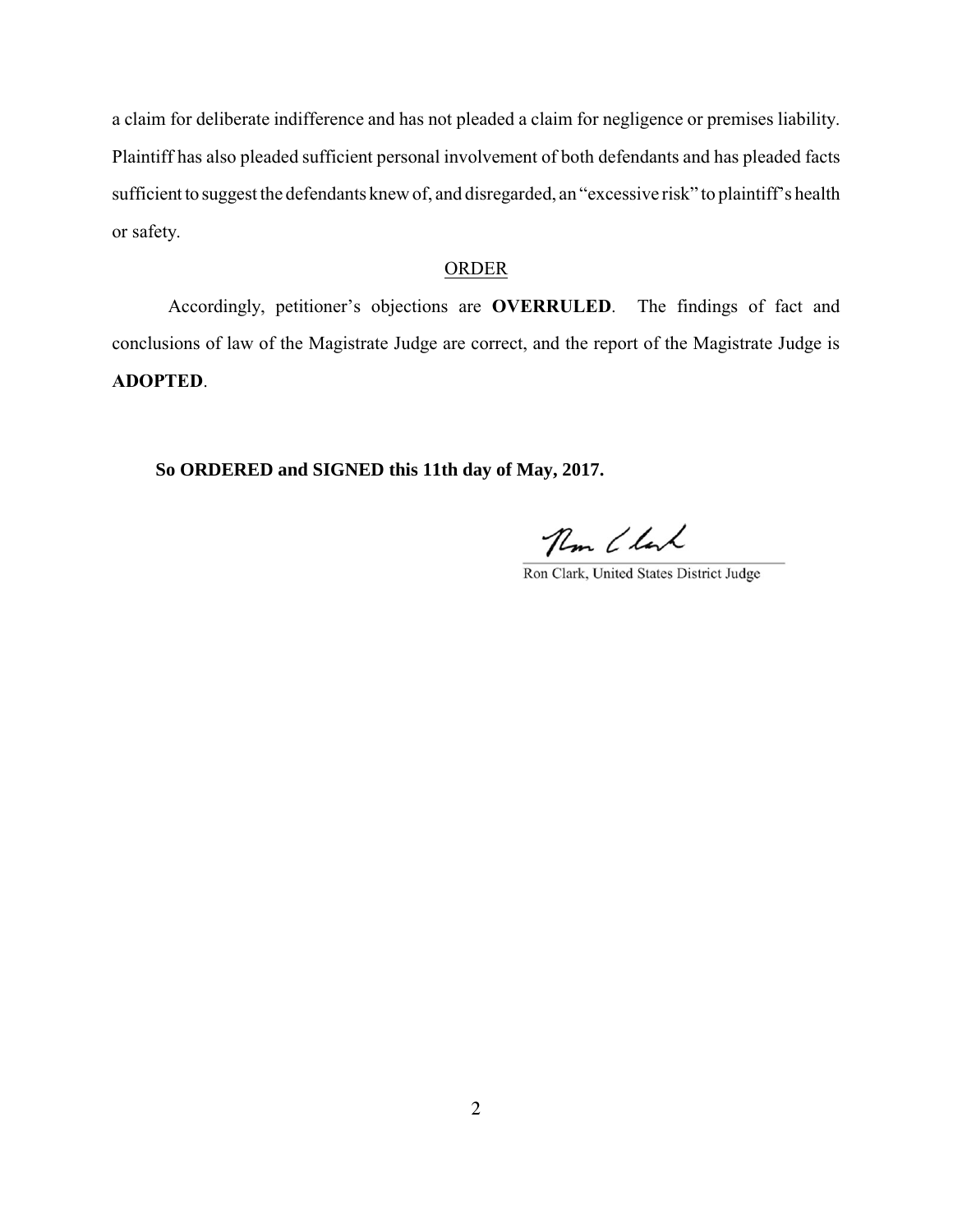a claim for deliberate indifference and has not pleaded a claim for negligence or premises liability. Plaintiff has also pleaded sufficient personal involvement of both defendants and has pleaded facts sufficient to suggest the defendants knew of, and disregarded, an "excessive risk" to plaintiff's health or safety.

ORDER

Accordingly, petitioner's objections are **OVERRULED**. The findings of fact and conclusions of law of the Magistrate Judge are correct, and the report of the Magistrate Judge is **ADOPTED**.

**So ORDERED and SIGNED this 11th day of May, 2017.**

Ron Clark, United States District Judge